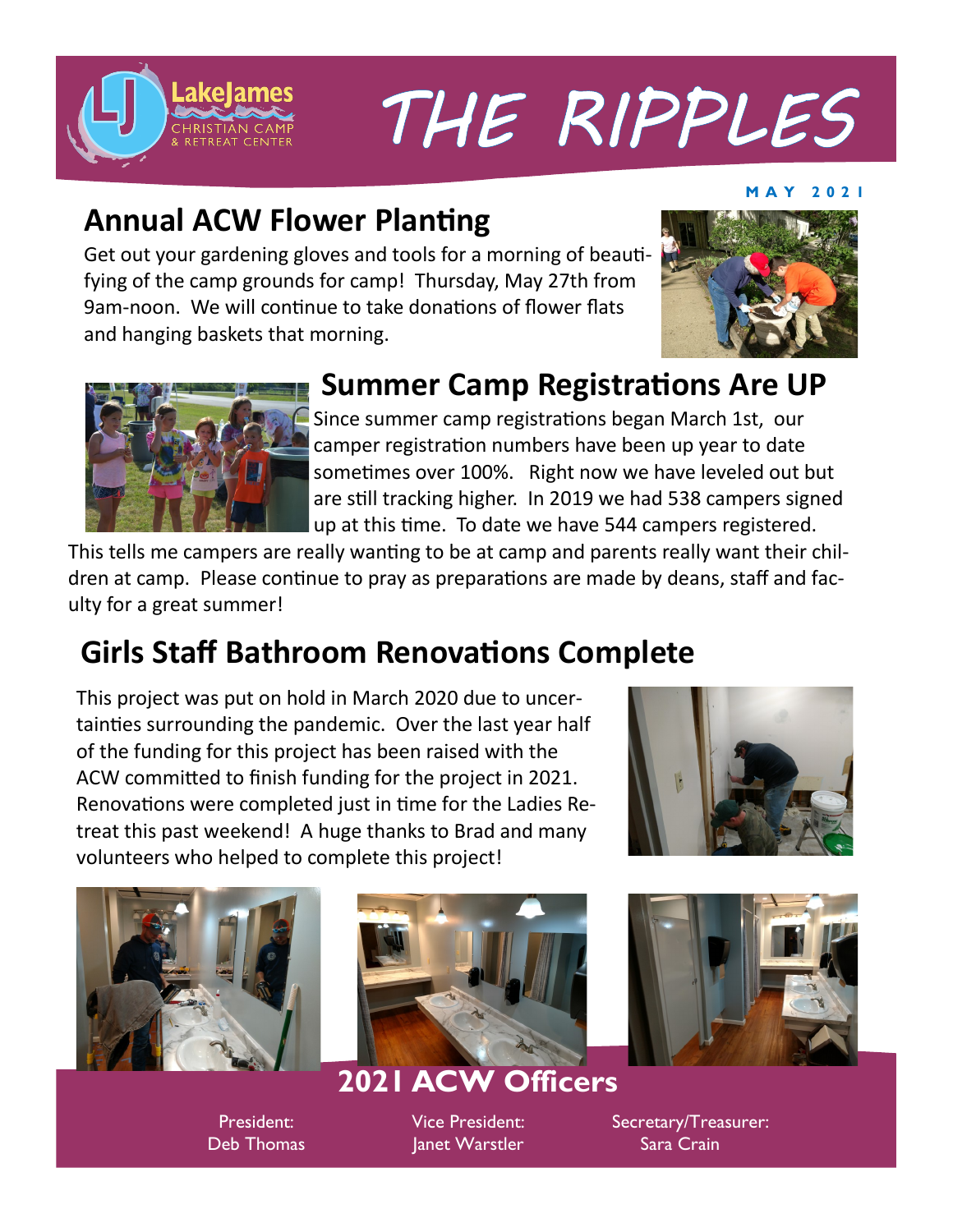# THE RIPPLES

LakeJames Christian Camp & Retreat Center

**MAY 2021**

## Annual ACW Flower Planting

Get out your gardening gloves and tools for a morning of beautifying of the camp grounds for camp! Thursday, May 27th from 9am-noon. We will continue to take donations of flower flats and hanging baskets that morning.

## Summer Camp Registrations Are UP

Since summer camp registrations began March 1st, our camper registration numbers have been up year to date sometimes over 100%. Right now we have leveled out but are still tracking higher. In 2019 we had 538 campers signed up at this time. To date we have 544 campers registered. This tells me campers are really wanting to be at camp and parents really want their children at camp. Please continue to pray as preparations are made by deans, staff and faculty for a great summer!

## Girls Staff Bathroom Renovations Complete

This project was put on hold in March 2020 due to uncertainties surrounding the pandemic. Over the last year half of the funding for this project has been raised with the ACW committed to finish funding for the project in 2021. Renovations were completed just in time for the Ladies Retreat this past weekend! A huge thanks to Brad and many volunteers who helped to complete this project!

## 2021 ACW Officers

President:
Deb Thomas

Vice President:
Janet Warstler

Secretary/Treasurer:
Sara Crain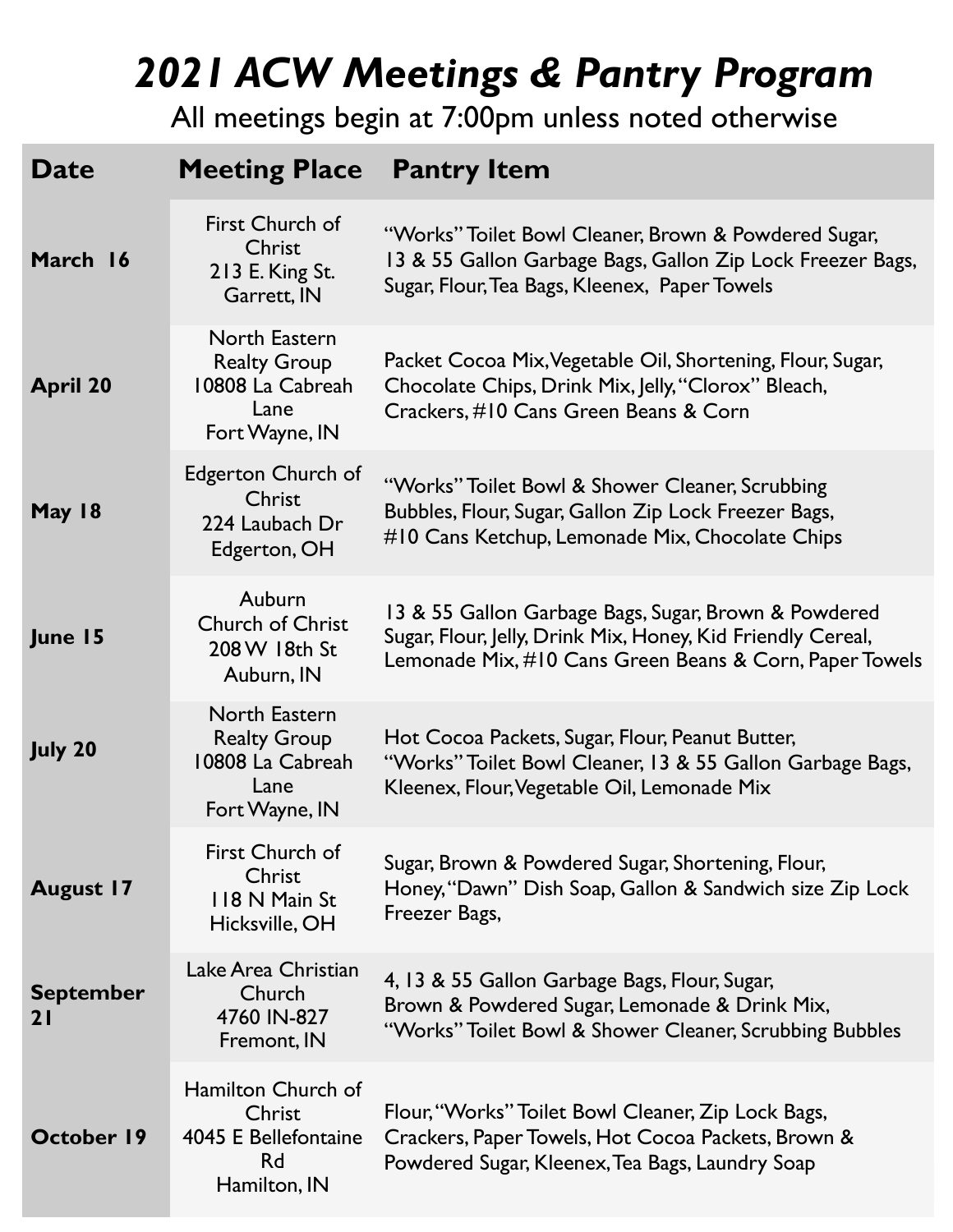# *2021 ACW Meetings & Pantry Program*

All meetings begin at 7:00pm unless noted otherwise

| Date | Meeting Place | Pantry Item |
|---|---|---|
| **March 16** | First Church of Christ 213 E. King St. Garrett, IN | "Works" Toilet Bowl Cleaner, Brown & Powdered Sugar, 13 & 55 Gallon Garbage Bags, Gallon Zip Lock Freezer Bags, Sugar, Flour, Tea Bags, Kleenex, Paper Towels |
| **April 20** | North Eastern Realty Group 10808 La Cabreah Lane Fort Wayne, IN | Packet Cocoa Mix, Vegetable Oil, Shortening, Flour, Sugar, Chocolate Chips, Drink Mix, Jelly, "Clorox" Bleach, Crackers, #10 Cans Green Beans & Corn |
| **May 18** | Edgerton Church of Christ 224 Laubach Dr Edgerton, OH | "Works" Toilet Bowl & Shower Cleaner, Scrubbing Bubbles, Flour, Sugar, Gallon Zip Lock Freezer Bags, #10 Cans Ketchup, Lemonade Mix, Chocolate Chips |
| **June 15** | Auburn Church of Christ 208 W 18th St Auburn, IN | 13 & 55 Gallon Garbage Bags, Sugar, Brown & Powdered Sugar, Flour, Jelly, Drink Mix, Honey, Kid Friendly Cereal, Lemonade Mix, #10 Cans Green Beans & Corn, Paper Towels |
| **July 20** | North Eastern Realty Group 10808 La Cabreah Lane Fort Wayne, IN | Hot Cocoa Packets, Sugar, Flour, Peanut Butter, "Works" Toilet Bowl Cleaner, 13 & 55 Gallon Garbage Bags, Kleenex, Flour, Vegetable Oil, Lemonade Mix |
| **August 17** | First Church of Christ 118 N Main St Hicksville, OH | Sugar, Brown & Powdered Sugar, Shortening, Flour, Honey, "Dawn" Dish Soap, Gallon & Sandwich size Zip Lock Freezer Bags, |
| **September 21** | Lake Area Christian Church 4760 IN-827 Fremont, IN | 4, 13 & 55 Gallon Garbage Bags, Flour, Sugar, Brown & Powdered Sugar, Lemonade & Drink Mix, "Works" Toilet Bowl & Shower Cleaner, Scrubbing Bubbles |
| **October 19** | Hamilton Church of Christ 4045 E Bellefontaine Rd Hamilton, IN | Flour, "Works" Toilet Bowl Cleaner, Zip Lock Bags, Crackers, Paper Towels, Hot Cocoa Packets, Brown & Powdered Sugar, Kleenex, Tea Bags, Laundry Soap |